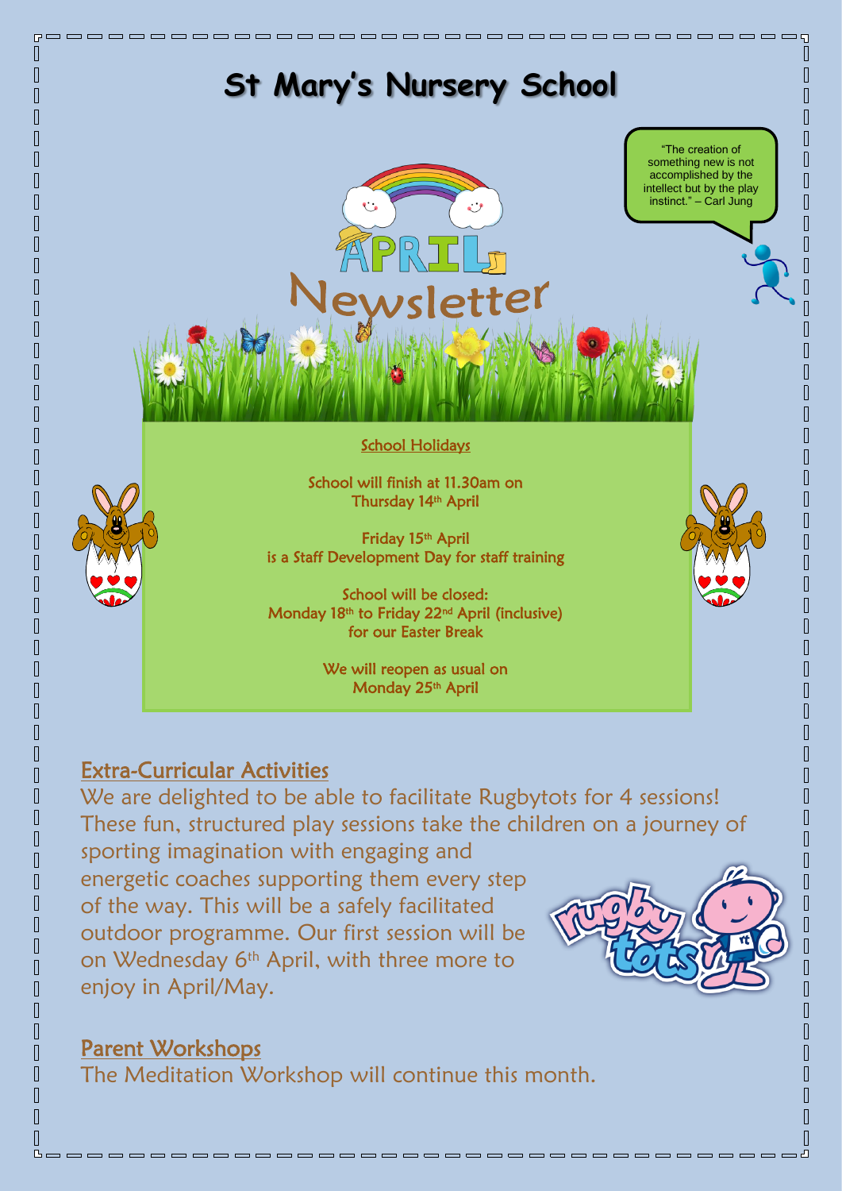# St Mary's Nursery School

"The creation of something new is not accomplished by the intellect but by the play instinct." – Carl Jung

## APRIL Newsletter

### School Holidays

School will finish at 11.30am on Thursday 14th April

Friday 15th April is a Staff Development Day for staff training

School will be closed:
Monday 18th to Friday 22nd April (inclusive) for our Easter Break

We will reopen as usual on Monday 25th April

## Extra-Curricular Activities

We are delighted to be able to facilitate Rugbytots for 4 sessions! These fun, structured play sessions take the children on a journey of sporting imagination with engaging and energetic coaches supporting them every step of the way. This will be a safely facilitated outdoor programme. Our first session will be on Wednesday 6th April, with three more to enjoy in April/May.

## Parent Workshops

The Meditation Workshop will continue this month.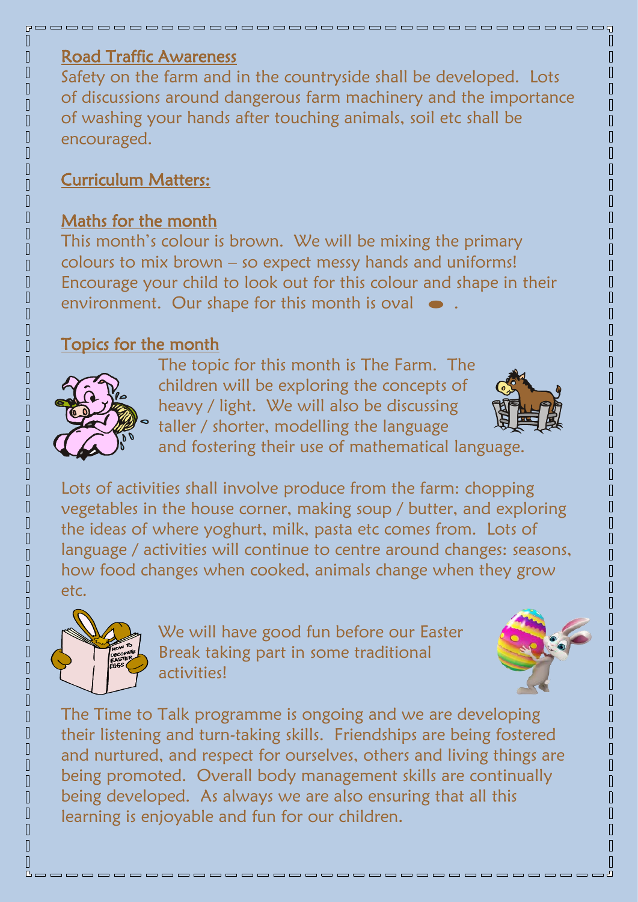## Road Traffic Awareness

Safety on the farm and in the countryside shall be developed. Lots of discussions around dangerous farm machinery and the importance of washing your hands after touching animals, soil etc shall be encouraged.

## Curriculum Matters:

### Maths for the month

This month's colour is brown. We will be mixing the primary colours to mix brown – so expect messy hands and uniforms! Encourage your child to look out for this colour and shape in their environment. Our shape for this month is oval.

### Topics for the month

The topic for this month is The Farm. The children will be exploring the concepts of heavy / light. We will also be discussing taller / shorter, modelling the language and fostering their use of mathematical language.

Lots of activities shall involve produce from the farm: chopping vegetables in the house corner, making soup / butter, and exploring the ideas of where yoghurt, milk, pasta etc comes from. Lots of language / activities will continue to centre around changes: seasons, how food changes when cooked, animals change when they grow etc.

We will have good fun before our Easter Break taking part in some traditional activities!

The Time to Talk programme is ongoing and we are developing their listening and turn-taking skills. Friendships are being fostered and nurtured, and respect for ourselves, others and living things are being promoted. Overall body management skills are continually being developed. As always we are also ensuring that all this learning is enjoyable and fun for our children.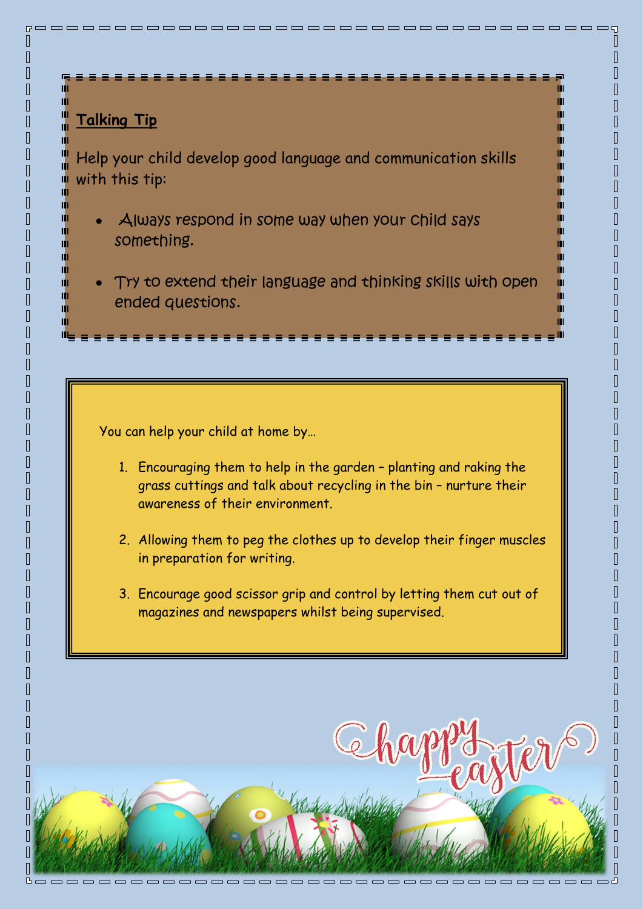## Talking Tip

Help your child develop good language and communication skills with this tip:

- Always respond in some way when your child says something.
- Try to extend their language and thinking skills with open ended questions.

You can help your child at home by…

1. Encouraging them to help in the garden – planting and raking the grass cuttings and talk about recycling in the bin – nurture their awareness of their environment.
2. Allowing them to peg the clothes up to develop their finger muscles in preparation for writing.
3. Encourage good scissor grip and control by letting them cut out of magazines and newspapers whilst being supervised.

happy easter